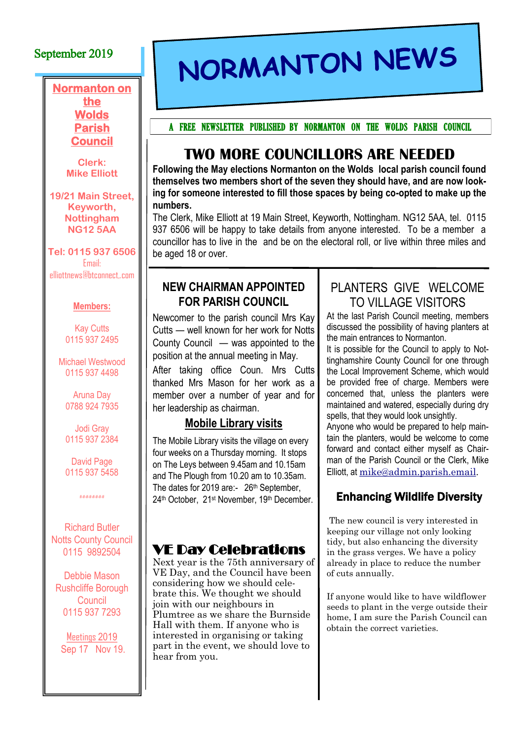September 2019

# NORMANTON NEWS

A FREE NEWSLETTER PUBLISHED BY NORMANTON ON THE WOLDS PARISH COUNCIL

**Normanton on the Wolds Parish Council**

**Clerk:**
**Mike Elliott**

**19/21 Main Street,**
**Keyworth,**
**Nottingham**
**NG12 5AA**

**Tel: 0115 937 6506**
Email:
elliottnews@btconnect..com

**Members:**

Kay Cutts
0115 937 2495

Michael Westwood
0115 937 4498

Aruna Day
0788 924 7935

Jodi Gray
0115 937 2384

David Page
0115 937 5458

########

Richard Butler
Notts County Council
0115 9892504

Debbie Mason
Rushcliffe Borough Council
0115 937 7293

Meetings 2019
Sep 17 Nov 19.

## TWO MORE COUNCILLORS ARE NEEDED

**Following the May elections Normanton on the Wolds local parish council found themselves two members short of the seven they should have, and are now looking for someone interested to fill those spaces by being co-opted to make up the numbers.**

The Clerk, Mike Elliott at 19 Main Street, Keyworth, Nottingham. NG12 5AA, tel. 0115 937 6506 will be happy to take details from anyone interested. To be a member a councillor has to live in the and be on the electoral roll, or live within three miles and be aged 18 or over.

## NEW CHAIRMAN APPOINTED FOR PARISH COUNCIL

Newcomer to the parish council Mrs Kay Cutts — well known for her work for Notts County Council — was appointed to the position at the annual meeting in May.

After taking office Coun. Mrs Cutts thanked Mrs Mason for her work as a member over a number of year and for her leadership as chairman.

## Mobile Library visits

The Mobile Library visits the village on every four weeks on a Thursday morning. It stops on The Leys between 9.45am and 10.15am and The Plough from 10.20 am to 10.35am. The dates for 2019 are:- 26th September, 24th October, 21st November, 19th December.

## VE Day Celebrations

Next year is the 75th anniversary of VE Day, and the Council have been considering how we should celebrate this. We thought we should join with our neighbours in Plumtree as we share the Burnside Hall with them. If anyone who is interested in organising or taking part in the event, we should love to hear from you.

## PLANTERS GIVE WELCOME TO VILLAGE VISITORS

At the last Parish Council meeting, members discussed the possibility of having planters at the main entrances to Normanton.

It is possible for the Council to apply to Nottinghamshire County Council for one through the Local Improvement Scheme, which would be provided free of charge. Members were concerned that, unless the planters were maintained and watered, especially during dry spells, that they would look unsightly.

Anyone who would be prepared to help maintain the planters, would be welcome to come forward and contact either myself as Chairman of the Parish Council or the Clerk, Mike Elliott, at mike@admin.parish.email.

## Enhancing Wildlife Diversity

The new council is very interested in keeping our village not only looking tidy, but also enhancing the diversity in the grass verges. We have a policy already in place to reduce the number of cuts annually.

If anyone would like to have wildflower seeds to plant in the verge outside their home, I am sure the Parish Council can obtain the correct varieties.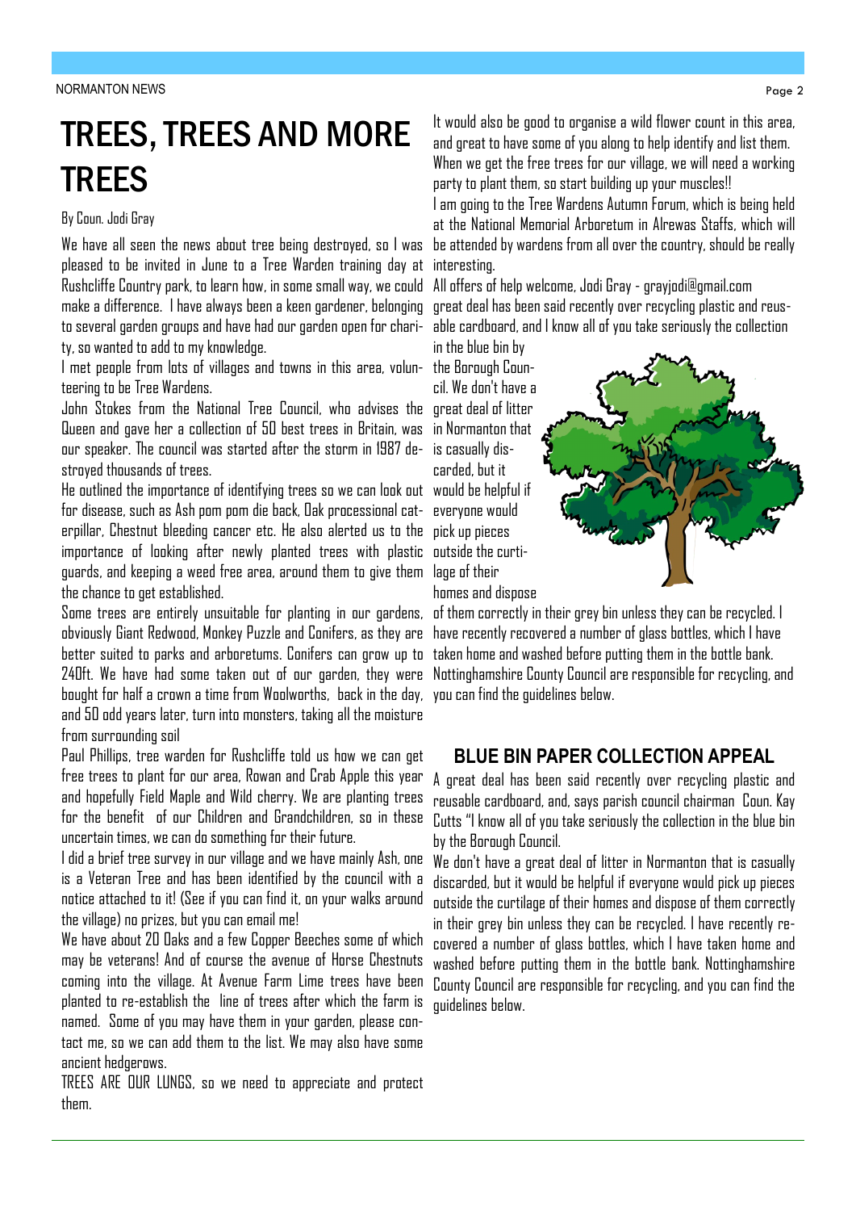# TREES, TREES AND MORE TREES

By Coun. Jodi Gray

We have all seen the news about tree being destroyed, so I was pleased to be invited in June to a Tree Warden training day at Rushcliffe Country park, to learn how, in some small way, we could make a difference. I have always been a keen gardener, belonging to several garden groups and have had our garden open for charity, so wanted to add to my knowledge.

I met people from lots of villages and towns in this area, volunteering to be Tree Wardens.

John Stokes from the National Tree Council, who advises the Queen and gave her a collection of 50 best trees in Britain, was our speaker. The council was started after the storm in 1987 destroyed thousands of trees.

He outlined the importance of identifying trees so we can look out for disease, such as Ash pom pom die back, Oak processional caterpillar, Chestnut bleeding cancer etc. He also alerted us to the importance of looking after newly planted trees with plastic guards, and keeping a weed free area, around them to give them the chance to get established.

Some trees are entirely unsuitable for planting in our gardens, obviously Giant Redwood, Monkey Puzzle and Conifers, as they are better suited to parks and arboretums. Conifers can grow up to 240ft. We have had some taken out of our garden, they were bought for half a crown a time from Woolworths, back in the day, and 50 odd years later, turn into monsters, taking all the moisture from surrounding soil

Paul Phillips, tree warden for Rushcliffe told us how we can get free trees to plant for our area, Rowan and Crab Apple this year and hopefully Field Maple and Wild cherry. We are planting trees for the benefit of our Children and Grandchildren, so in these uncertain times, we can do something for their future.

I did a brief tree survey in our village and we have mainly Ash, one is a Veteran Tree and has been identified by the council with a notice attached to it! (See if you can find it, on your walks around the village) no prizes, but you can email me!

We have about 20 Oaks and a few Copper Beeches some of which may be veterans! And of course the avenue of Horse Chestnuts coming into the village. At Avenue Farm Lime trees have been planted to re-establish the line of trees after which the farm is named. Some of you may have them in your garden, please contact me, so we can add them to the list. We may also have some ancient hedgerows.

TREES ARE OUR LUNGS, so we need to appreciate and protect them.

It would also be good to organise a wild flower count in this area, and great to have some of you along to help identify and list them. When we get the free trees for our village, we will need a working party to plant them, so start building up your muscles!!

I am going to the Tree Wardens Autumn Forum, which is being held at the National Memorial Arboretum in Alrewas Staffs, which will be attended by wardens from all over the country, should be really interesting.

All offers of help welcome, Jodi Gray - grayjodi@gmail.com

great deal has been said recently over recycling plastic and reusable cardboard, and I know all of you take seriously the collection in the blue bin by the Borough Council. We don't have a great deal of litter in Normanton that is casually discarded, but it would be helpful if everyone would pick up pieces outside the curtilage of their homes and dispose of them correctly in their grey bin unless they can be recycled. I have recently recovered a number of glass bottles, which I have taken home and washed before putting them in the bottle bank. Nottinghamshire County Council are responsible for recycling, and you can find the guidelines below.

## BLUE BIN PAPER COLLECTION APPEAL

A great deal has been said recently over recycling plastic and reusable cardboard, and, says parish council chairman Coun. Kay Cutts "I know all of you take seriously the collection in the blue bin by the Borough Council.

We don't have a great deal of litter in Normanton that is casually discarded, but it would be helpful if everyone would pick up pieces outside the curtilage of their homes and dispose of them correctly in their grey bin unless they can be recycled. I have recently recovered a number of glass bottles, which I have taken home and washed before putting them in the bottle bank. Nottinghamshire County Council are responsible for recycling, and you can find the guidelines below.